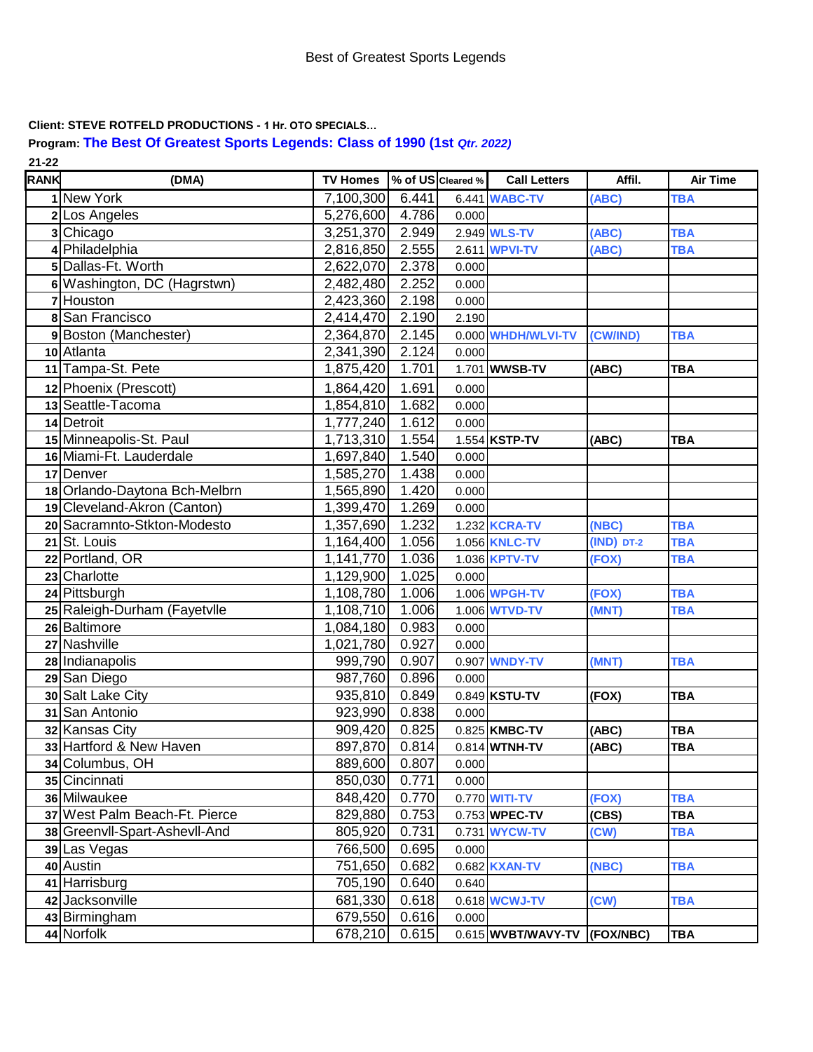Best of Greatest Sports Legends

**Client: STEVE ROTFELD PRODUCTIONS - 1 Hr. OTO SPECIALS…**

**Program: The Best Of Greatest Sports Legends: Class of 1990 (1st *Qtr. 2022*)**

**21-22**

| RANK | (DMA) | TV Homes | % of US | Cleared % | Call Letters | Affil. | Air Time |
|---|---|---|---|---|---|---|---|
| 1 | New York | 7,100,300 | 6.441 | 6.441 | WABC-TV | (ABC) | TBA |
| 2 | Los Angeles | 5,276,600 | 4.786 | 0.000 | | | |
| 3 | Chicago | 3,251,370 | 2.949 | 2.949 | WLS-TV | (ABC) | TBA |
| 4 | Philadelphia | 2,816,850 | 2.555 | 2.611 | WPVI-TV | (ABC) | TBA |
| 5 | Dallas-Ft. Worth | 2,622,070 | 2.378 | 0.000 | | | |
| 6 | Washington, DC (Hagrstwn) | 2,482,480 | 2.252 | 0.000 | | | |
| 7 | Houston | 2,423,360 | 2.198 | 0.000 | | | |
| 8 | San Francisco | 2,414,470 | 2.190 | 2.190 | | | |
| 9 | Boston (Manchester) | 2,364,870 | 2.145 | 0.000 | WHDH/WLVI-TV | (CW/IND) | TBA |
| 10 | Atlanta | 2,341,390 | 2.124 | 0.000 | | | |
| 11 | Tampa-St. Pete | 1,875,420 | 1.701 | 1.701 | WWSB-TV | (ABC) | TBA |
| 12 | Phoenix (Prescott) | 1,864,420 | 1.691 | 0.000 | | | |
| 13 | Seattle-Tacoma | 1,854,810 | 1.682 | 0.000 | | | |
| 14 | Detroit | 1,777,240 | 1.612 | 0.000 | | | |
| 15 | Minneapolis-St. Paul | 1,713,310 | 1.554 | 1.554 | KSTP-TV | (ABC) | TBA |
| 16 | Miami-Ft. Lauderdale | 1,697,840 | 1.540 | 0.000 | | | |
| 17 | Denver | 1,585,270 | 1.438 | 0.000 | | | |
| 18 | Orlando-Daytona Bch-Melbrn | 1,565,890 | 1.420 | 0.000 | | | |
| 19 | Cleveland-Akron (Canton) | 1,399,470 | 1.269 | 0.000 | | | |
| 20 | Sacramnto-Stkton-Modesto | 1,357,690 | 1.232 | 1.232 | KCRA-TV | (NBC) | TBA |
| 21 | St. Louis | 1,164,400 | 1.056 | 1.056 | KNLC-TV | (IND) DT-2 | TBA |
| 22 | Portland, OR | 1,141,770 | 1.036 | 1.036 | KPTV-TV | (FOX) | TBA |
| 23 | Charlotte | 1,129,900 | 1.025 | 0.000 | | | |
| 24 | Pittsburgh | 1,108,780 | 1.006 | 1.006 | WPGH-TV | (FOX) | TBA |
| 25 | Raleigh-Durham (Fayetvlle | 1,108,710 | 1.006 | 1.006 | WTVD-TV | (MNT) | TBA |
| 26 | Baltimore | 1,084,180 | 0.983 | 0.000 | | | |
| 27 | Nashville | 1,021,780 | 0.927 | 0.000 | | | |
| 28 | Indianapolis | 999,790 | 0.907 | 0.907 | WNDY-TV | (MNT) | TBA |
| 29 | San Diego | 987,760 | 0.896 | 0.000 | | | |
| 30 | Salt Lake City | 935,810 | 0.849 | 0.849 | KSTU-TV | (FOX) | TBA |
| 31 | San Antonio | 923,990 | 0.838 | 0.000 | | | |
| 32 | Kansas City | 909,420 | 0.825 | 0.825 | KMBC-TV | (ABC) | TBA |
| 33 | Hartford & New Haven | 897,870 | 0.814 | 0.814 | WTNH-TV | (ABC) | TBA |
| 34 | Columbus, OH | 889,600 | 0.807 | 0.000 | | | |
| 35 | Cincinnati | 850,030 | 0.771 | 0.000 | | | |
| 36 | Milwaukee | 848,420 | 0.770 | 0.770 | WITI-TV | (FOX) | TBA |
| 37 | West Palm Beach-Ft. Pierce | 829,880 | 0.753 | 0.753 | WPEC-TV | (CBS) | TBA |
| 38 | Greenvll-Spart-Ashevll-And | 805,920 | 0.731 | 0.731 | WYCW-TV | (CW) | TBA |
| 39 | Las Vegas | 766,500 | 0.695 | 0.000 | | | |
| 40 | Austin | 751,650 | 0.682 | 0.682 | KXAN-TV | (NBC) | TBA |
| 41 | Harrisburg | 705,190 | 0.640 | 0.640 | | | |
| 42 | Jacksonville | 681,330 | 0.618 | 0.618 | WCWJ-TV | (CW) | TBA |
| 43 | Birmingham | 679,550 | 0.616 | 0.000 | | | |
| 44 | Norfolk | 678,210 | 0.615 | 0.615 | WVBT/WAVY-TV | (FOX/NBC) | TBA |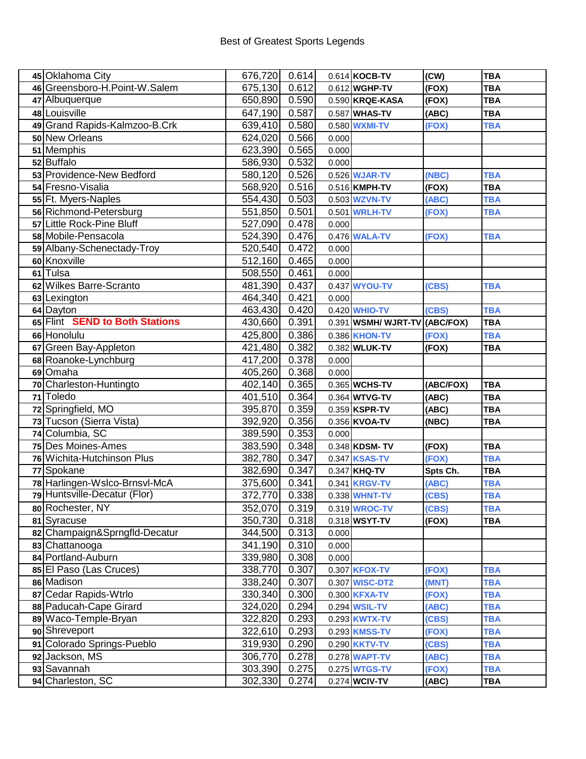Best of Greatest Sports Legends

| | | | | | | | |
|---|---|---|---|---|---|---|---|
| 45 | Oklahoma City | 676,720 | 0.614 | 0.614 | KOCB-TV | (CW) | TBA |
| 46 | Greensboro-H.Point-W.Salem | 675,130 | 0.612 | 0.612 | WGHP-TV | (FOX) | TBA |
| 47 | Albuquerque | 650,890 | 0.590 | 0.590 | KRQE-KASA | (FOX) | TBA |
| 48 | Louisville | 647,190 | 0.587 | 0.587 | WHAS-TV | (ABC) | TBA |
| 49 | Grand Rapids-Kalmzoo-B.Crk | 639,410 | 0.580 | 0.580 | WXMI-TV | (FOX) | TBA |
| 50 | New Orleans | 624,020 | 0.566 | 0.000 | | | |
| 51 | Memphis | 623,390 | 0.565 | 0.000 | | | |
| 52 | Buffalo | 586,930 | 0.532 | 0.000 | | | |
| 53 | Providence-New Bedford | 580,120 | 0.526 | 0.526 | WJAR-TV | (NBC) | TBA |
| 54 | Fresno-Visalia | 568,920 | 0.516 | 0.516 | KMPH-TV | (FOX) | TBA |
| 55 | Ft. Myers-Naples | 554,430 | 0.503 | 0.503 | WZVN-TV | (ABC) | TBA |
| 56 | Richmond-Petersburg | 551,850 | 0.501 | 0.501 | WRLH-TV | (FOX) | TBA |
| 57 | Little Rock-Pine Bluff | 527,090 | 0.478 | 0.000 | | | |
| 58 | Mobile-Pensacola | 524,390 | 0.476 | 0.476 | WALA-TV | (FOX) | TBA |
| 59 | Albany-Schenectady-Troy | 520,540 | 0.472 | 0.000 | | | |
| 60 | Knoxville | 512,160 | 0.465 | 0.000 | | | |
| 61 | Tulsa | 508,550 | 0.461 | 0.000 | | | |
| 62 | Wilkes Barre-Scranto | 481,390 | 0.437 | 0.437 | WYOU-TV | (CBS) | TBA |
| 63 | Lexington | 464,340 | 0.421 | 0.000 | | | |
| 64 | Dayton | 463,430 | 0.420 | 0.420 | WHIO-TV | (CBS) | TBA |
| 65 | Flint **SEND to Both Stations** | 430,660 | 0.391 | 0.391 | WSMH/ WJRT-TV | (ABC/FOX) | TBA |
| 66 | Honolulu | 425,800 | 0.386 | 0.386 | KHON-TV | (FOX) | TBA |
| 67 | Green Bay-Appleton | 421,480 | 0.382 | 0.382 | WLUK-TV | (FOX) | TBA |
| 68 | Roanoke-Lynchburg | 417,200 | 0.378 | 0.000 | | | |
| 69 | Omaha | 405,260 | 0.368 | 0.000 | | | |
| 70 | Charleston-Huntingto | 402,140 | 0.365 | 0.365 | WCHS-TV | (ABC/FOX) | TBA |
| 71 | Toledo | 401,510 | 0.364 | 0.364 | WTVG-TV | (ABC) | TBA |
| 72 | Springfield, MO | 395,870 | 0.359 | 0.359 | KSPR-TV | (ABC) | TBA |
| 73 | Tucson (Sierra Vista) | 392,920 | 0.356 | 0.356 | KVOA-TV | (NBC) | TBA |
| 74 | Columbia, SC | 389,590 | 0.353 | 0.000 | | | |
| 75 | Des Moines-Ames | 383,590 | 0.348 | 0.348 | KDSM- TV | (FOX) | TBA |
| 76 | Wichita-Hutchinson Plus | 382,780 | 0.347 | 0.347 | KSAS-TV | (FOX) | TBA |
| 77 | Spokane | 382,690 | 0.347 | 0.347 | KHQ-TV | Spts Ch. | TBA |
| 78 | Harlingen-Wslco-Brnsvl-McA | 375,600 | 0.341 | 0.341 | KRGV-TV | (ABC) | TBA |
| 79 | Huntsville-Decatur (Flor) | 372,770 | 0.338 | 0.338 | WHNT-TV | (CBS) | TBA |
| 80 | Rochester, NY | 352,070 | 0.319 | 0.319 | WROC-TV | (CBS) | TBA |
| 81 | Syracuse | 350,730 | 0.318 | 0.318 | WSYT-TV | (FOX) | TBA |
| 82 | Champaign&Sprngfld-Decatur | 344,500 | 0.313 | 0.000 | | | |
| 83 | Chattanooga | 341,190 | 0.310 | 0.000 | | | |
| 84 | Portland-Auburn | 339,980 | 0.308 | 0.000 | | | |
| 85 | El Paso (Las Cruces) | 338,770 | 0.307 | 0.307 | KFOX-TV | (FOX) | TBA |
| 86 | Madison | 338,240 | 0.307 | 0.307 | WISC-DT2 | (MNT) | TBA |
| 87 | Cedar Rapids-Wtrlo | 330,340 | 0.300 | 0.300 | KFXA-TV | (FOX) | TBA |
| 88 | Paducah-Cape Girard | 324,020 | 0.294 | 0.294 | WSIL-TV | (ABC) | TBA |
| 89 | Waco-Temple-Bryan | 322,820 | 0.293 | 0.293 | KWTX-TV | (CBS) | TBA |
| 90 | Shreveport | 322,610 | 0.293 | 0.293 | KMSS-TV | (FOX) | TBA |
| 91 | Colorado Springs-Pueblo | 319,930 | 0.290 | 0.290 | KKTV-TV | (CBS) | TBA |
| 92 | Jackson, MS | 306,770 | 0.278 | 0.278 | WAPT-TV | (ABC) | TBA |
| 93 | Savannah | 303,390 | 0.275 | 0.275 | WTGS-TV | (FOX) | TBA |
| 94 | Charleston, SC | 302,330 | 0.274 | 0.274 | WCIV-TV | (ABC) | TBA |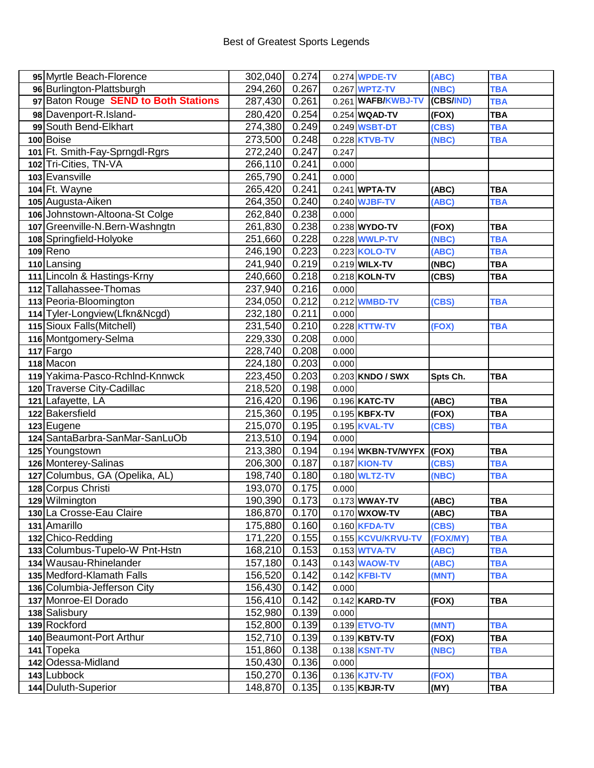Best of Greatest Sports Legends

| | | | | | | | |
|---|---|---|---|---|---|---|---|
| 95 | Myrtle Beach-Florence | 302,040 | 0.274 | 0.274 | WPDE-TV | (ABC) | TBA |
| 96 | Burlington-Plattsburgh | 294,260 | 0.267 | 0.267 | WPTZ-TV | (NBC) | TBA |
| 97 | Baton Rouge **SEND to Both Stations** | 287,430 | 0.261 | 0.261 | WAFB/KWBJ-TV | (CBS/IND) | TBA |
| 98 | Davenport-R.Island- | 280,420 | 0.254 | 0.254 | WQAD-TV | (FOX) | TBA |
| 99 | South Bend-Elkhart | 274,380 | 0.249 | 0.249 | WSBT-DT | (CBS) | TBA |
| 100 | Boise | 273,500 | 0.248 | 0.228 | KTVB-TV | (NBC) | TBA |
| 101 | Ft. Smith-Fay-Sprngdl-Rgrs | 272,240 | 0.247 | 0.247 | | | |
| 102 | Tri-Cities, TN-VA | 266,110 | 0.241 | 0.000 | | | |
| 103 | Evansville | 265,790 | 0.241 | 0.000 | | | |
| 104 | Ft. Wayne | 265,420 | 0.241 | 0.241 | WPTA-TV | (ABC) | TBA |
| 105 | Augusta-Aiken | 264,350 | 0.240 | 0.240 | WJBF-TV | (ABC) | TBA |
| 106 | Johnstown-Altoona-St Colge | 262,840 | 0.238 | 0.000 | | | |
| 107 | Greenville-N.Bern-Washngtn | 261,830 | 0.238 | 0.238 | WYDO-TV | (FOX) | TBA |
| 108 | Springfield-Holyoke | 251,660 | 0.228 | 0.228 | WWLP-TV | (NBC) | TBA |
| 109 | Reno | 246,190 | 0.223 | 0.223 | KOLO-TV | (ABC) | TBA |
| 110 | Lansing | 241,940 | 0.219 | 0.219 | WILX-TV | (NBC) | TBA |
| 111 | Lincoln & Hastings-Krny | 240,660 | 0.218 | 0.218 | KOLN-TV | (CBS) | TBA |
| 112 | Tallahassee-Thomas | 237,940 | 0.216 | 0.000 | | | |
| 113 | Peoria-Bloomington | 234,050 | 0.212 | 0.212 | WMBD-TV | (CBS) | TBA |
| 114 | Tyler-Longview(Lfkn&Ncgd) | 232,180 | 0.211 | 0.000 | | | |
| 115 | Sioux Falls(Mitchell) | 231,540 | 0.210 | 0.228 | KTTW-TV | (FOX) | TBA |
| 116 | Montgomery-Selma | 229,330 | 0.208 | 0.000 | | | |
| 117 | Fargo | 228,740 | 0.208 | 0.000 | | | |
| 118 | Macon | 224,180 | 0.203 | 0.000 | | | |
| 119 | Yakima-Pasco-Rchlnd-Knnwck | 223,450 | 0.203 | 0.203 | KNDO / SWX | Spts Ch. | TBA |
| 120 | Traverse City-Cadillac | 218,520 | 0.198 | 0.000 | | | |
| 121 | Lafayette, LA | 216,420 | 0.196 | 0.196 | KATC-TV | (ABC) | TBA |
| 122 | Bakersfield | 215,360 | 0.195 | 0.195 | KBFX-TV | (FOX) | TBA |
| 123 | Eugene | 215,070 | 0.195 | 0.195 | KVAL-TV | (CBS) | TBA |
| 124 | SantaBarbra-SanMar-SanLuOb | 213,510 | 0.194 | 0.000 | | | |
| 125 | Youngstown | 213,380 | 0.194 | 0.194 | WKBN-TV/WYFX | (FOX) | TBA |
| 126 | Monterey-Salinas | 206,300 | 0.187 | 0.187 | KION-TV | (CBS) | TBA |
| 127 | Columbus, GA (Opelika, AL) | 198,740 | 0.180 | 0.180 | WLTZ-TV | (NBC) | TBA |
| 128 | Corpus Christi | 193,070 | 0.175 | 0.000 | | | |
| 129 | Wilmington | 190,390 | 0.173 | 0.173 | WWAY-TV | (ABC) | TBA |
| 130 | La Crosse-Eau Claire | 186,870 | 0.170 | 0.170 | WXOW-TV | (ABC) | TBA |
| 131 | Amarillo | 175,880 | 0.160 | 0.160 | KFDA-TV | (CBS) | TBA |
| 132 | Chico-Redding | 171,220 | 0.155 | 0.155 | KCVU/KRVU-TV | (FOX/MY) | TBA |
| 133 | Columbus-Tupelo-W Pnt-Hstn | 168,210 | 0.153 | 0.153 | WTVA-TV | (ABC) | TBA |
| 134 | Wausau-Rhinelander | 157,180 | 0.143 | 0.143 | WAOW-TV | (ABC) | TBA |
| 135 | Medford-Klamath Falls | 156,520 | 0.142 | 0.142 | KFBI-TV | (MNT) | TBA |
| 136 | Columbia-Jefferson City | 156,430 | 0.142 | 0.000 | | | |
| 137 | Monroe-El Dorado | 156,410 | 0.142 | 0.142 | KARD-TV | (FOX) | TBA |
| 138 | Salisbury | 152,980 | 0.139 | 0.000 | | | |
| 139 | Rockford | 152,800 | 0.139 | 0.139 | ETVO-TV | (MNT) | TBA |
| 140 | Beaumont-Port Arthur | 152,710 | 0.139 | 0.139 | KBTV-TV | (FOX) | TBA |
| 141 | Topeka | 151,860 | 0.138 | 0.138 | KSNT-TV | (NBC) | TBA |
| 142 | Odessa-Midland | 150,430 | 0.136 | 0.000 | | | |
| 143 | Lubbock | 150,270 | 0.136 | 0.136 | KJTV-TV | (FOX) | TBA |
| 144 | Duluth-Superior | 148,870 | 0.135 | 0.135 | KBJR-TV | (MY) | TBA |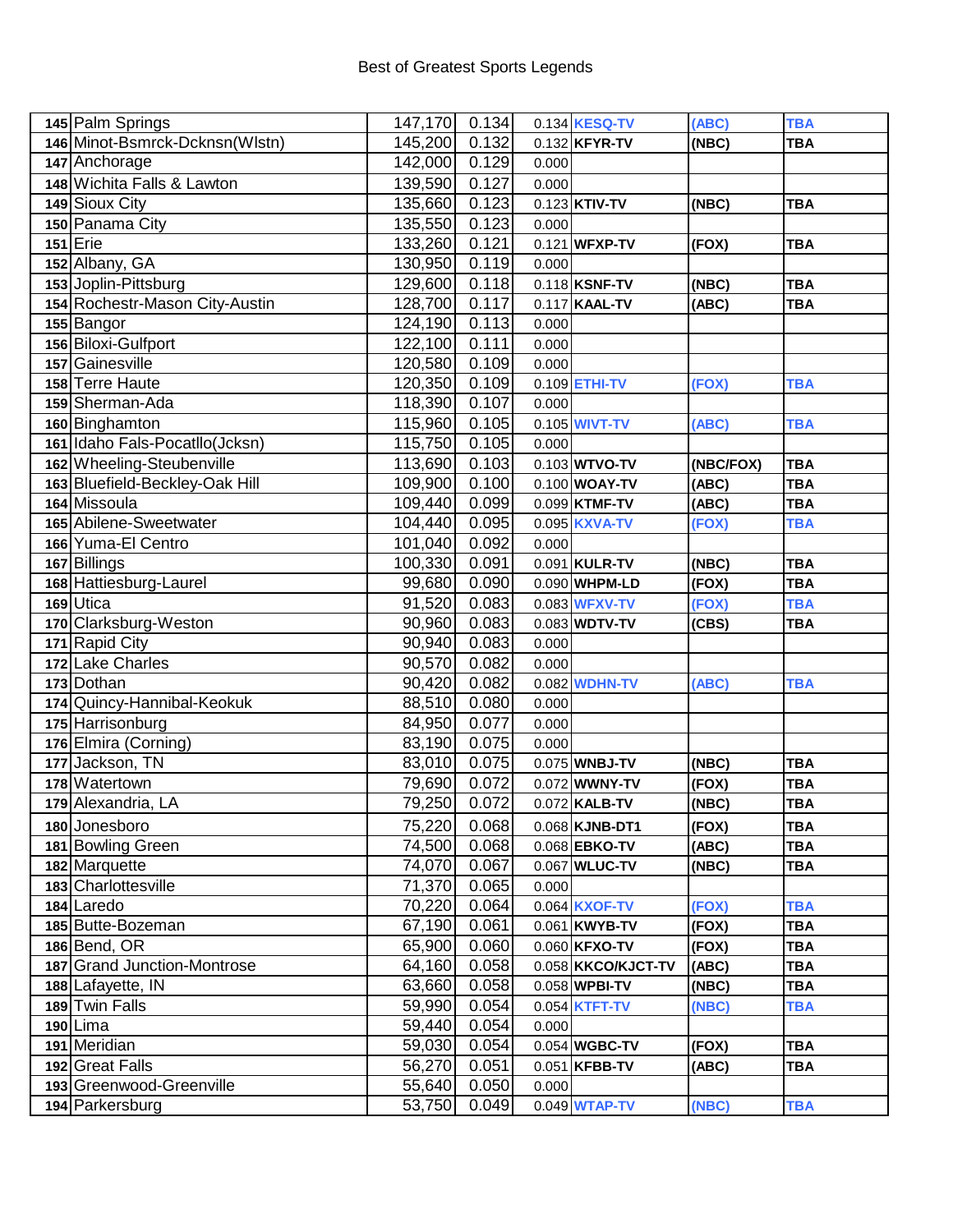Best of Greatest Sports Legends

| | | | | | | | |
|---|---|---|---|---|---|---|---|
| 145 | Palm Springs | 147,170 | 0.134 | 0.134 | KESQ-TV | (ABC) | TBA |
| 146 | Minot-Bsmrck-Dcknsn(Wlstn) | 145,200 | 0.132 | 0.132 | KFYR-TV | (NBC) | TBA |
| 147 | Anchorage | 142,000 | 0.129 | 0.000 | | | |
| 148 | Wichita Falls & Lawton | 139,590 | 0.127 | 0.000 | | | |
| 149 | Sioux City | 135,660 | 0.123 | 0.123 | KTIV-TV | (NBC) | TBA |
| 150 | Panama City | 135,550 | 0.123 | 0.000 | | | |
| 151 | Erie | 133,260 | 0.121 | 0.121 | WFXP-TV | (FOX) | TBA |
| 152 | Albany, GA | 130,950 | 0.119 | 0.000 | | | |
| 153 | Joplin-Pittsburg | 129,600 | 0.118 | 0.118 | KSNF-TV | (NBC) | TBA |
| 154 | Rochestr-Mason City-Austin | 128,700 | 0.117 | 0.117 | KAAL-TV | (ABC) | TBA |
| 155 | Bangor | 124,190 | 0.113 | 0.000 | | | |
| 156 | Biloxi-Gulfport | 122,100 | 0.111 | 0.000 | | | |
| 157 | Gainesville | 120,580 | 0.109 | 0.000 | | | |
| 158 | Terre Haute | 120,350 | 0.109 | 0.109 | ETHI-TV | (FOX) | TBA |
| 159 | Sherman-Ada | 118,390 | 0.107 | 0.000 | | | |
| 160 | Binghamton | 115,960 | 0.105 | 0.105 | WIVT-TV | (ABC) | TBA |
| 161 | Idaho Fals-Pocatllo(Jcksn) | 115,750 | 0.105 | 0.000 | | | |
| 162 | Wheeling-Steubenville | 113,690 | 0.103 | 0.103 | WTVO-TV | (NBC/FOX) | TBA |
| 163 | Bluefield-Beckley-Oak Hill | 109,900 | 0.100 | 0.100 | WOAY-TV | (ABC) | TBA |
| 164 | Missoula | 109,440 | 0.099 | 0.099 | KTMF-TV | (ABC) | TBA |
| 165 | Abilene-Sweetwater | 104,440 | 0.095 | 0.095 | KXVA-TV | (FOX) | TBA |
| 166 | Yuma-El Centro | 101,040 | 0.092 | 0.000 | | | |
| 167 | Billings | 100,330 | 0.091 | 0.091 | KULR-TV | (NBC) | TBA |
| 168 | Hattiesburg-Laurel | 99,680 | 0.090 | 0.090 | WHPM-LD | (FOX) | TBA |
| 169 | Utica | 91,520 | 0.083 | 0.083 | WFXV-TV | (FOX) | TBA |
| 170 | Clarksburg-Weston | 90,960 | 0.083 | 0.083 | WDTV-TV | (CBS) | TBA |
| 171 | Rapid City | 90,940 | 0.083 | 0.000 | | | |
| 172 | Lake Charles | 90,570 | 0.082 | 0.000 | | | |
| 173 | Dothan | 90,420 | 0.082 | 0.082 | WDHN-TV | (ABC) | TBA |
| 174 | Quincy-Hannibal-Keokuk | 88,510 | 0.080 | 0.000 | | | |
| 175 | Harrisonburg | 84,950 | 0.077 | 0.000 | | | |
| 176 | Elmira (Corning) | 83,190 | 0.075 | 0.000 | | | |
| 177 | Jackson, TN | 83,010 | 0.075 | 0.075 | WNBJ-TV | (NBC) | TBA |
| 178 | Watertown | 79,690 | 0.072 | 0.072 | WWNY-TV | (FOX) | TBA |
| 179 | Alexandria, LA | 79,250 | 0.072 | 0.072 | KALB-TV | (NBC) | TBA |
| 180 | Jonesboro | 75,220 | 0.068 | 0.068 | KJNB-DT1 | (FOX) | TBA |
| 181 | Bowling Green | 74,500 | 0.068 | 0.068 | EBKO-TV | (ABC) | TBA |
| 182 | Marquette | 74,070 | 0.067 | 0.067 | WLUC-TV | (NBC) | TBA |
| 183 | Charlottesville | 71,370 | 0.065 | 0.000 | | | |
| 184 | Laredo | 70,220 | 0.064 | 0.064 | KXOF-TV | (FOX) | TBA |
| 185 | Butte-Bozeman | 67,190 | 0.061 | 0.061 | KWYB-TV | (FOX) | TBA |
| 186 | Bend, OR | 65,900 | 0.060 | 0.060 | KFXO-TV | (FOX) | TBA |
| 187 | Grand Junction-Montrose | 64,160 | 0.058 | 0.058 | KKCO/KJCT-TV | (ABC) | TBA |
| 188 | Lafayette, IN | 63,660 | 0.058 | 0.058 | WPBI-TV | (NBC) | TBA |
| 189 | Twin Falls | 59,990 | 0.054 | 0.054 | KTFT-TV | (NBC) | TBA |
| 190 | Lima | 59,440 | 0.054 | 0.000 | | | |
| 191 | Meridian | 59,030 | 0.054 | 0.054 | WGBC-TV | (FOX) | TBA |
| 192 | Great Falls | 56,270 | 0.051 | 0.051 | KFBB-TV | (ABC) | TBA |
| 193 | Greenwood-Greenville | 55,640 | 0.050 | 0.000 | | | |
| 194 | Parkersburg | 53,750 | 0.049 | 0.049 | WTAP-TV | (NBC) | TBA |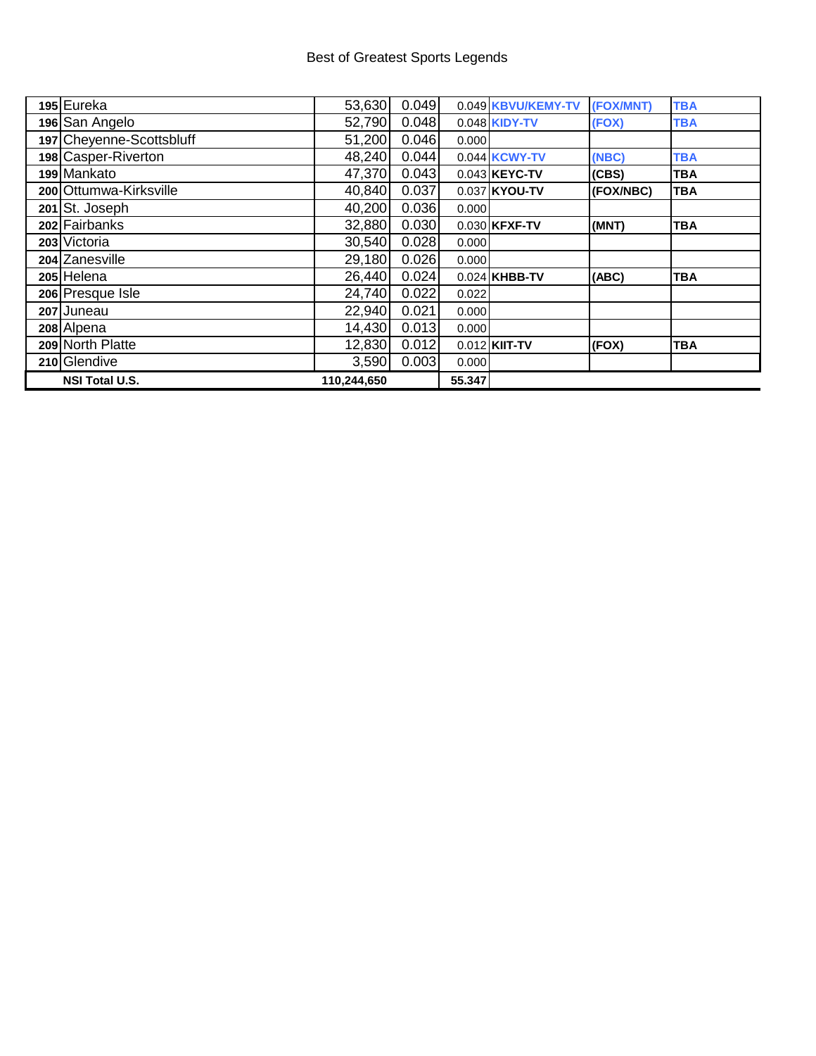Best of Greatest Sports Legends

| | | | | | | | |
|---|---|---|---|---|---|---|---|
| **195** | Eureka | 53,630 | 0.049 | 0.049 | **KBVU/KEMY-TV** | **(FOX/MNT)** | **TBA** |
| **196** | San Angelo | 52,790 | 0.048 | 0.048 | **KIDY-TV** | **(FOX)** | **TBA** |
| **197** | Cheyenne-Scottsbluff | 51,200 | 0.046 | 0.000 | | | |
| **198** | Casper-Riverton | 48,240 | 0.044 | 0.044 | **KCWY-TV** | **(NBC)** | **TBA** |
| **199** | Mankato | 47,370 | 0.043 | 0.043 | **KEYC-TV** | **(CBS)** | **TBA** |
| **200** | Ottumwa-Kirksville | 40,840 | 0.037 | 0.037 | **KYOU-TV** | **(FOX/NBC)** | **TBA** |
| **201** | St. Joseph | 40,200 | 0.036 | 0.000 | | | |
| **202** | Fairbanks | 32,880 | 0.030 | 0.030 | **KFXF-TV** | **(MNT)** | **TBA** |
| **203** | Victoria | 30,540 | 0.028 | 0.000 | | | |
| **204** | Zanesville | 29,180 | 0.026 | 0.000 | | | |
| **205** | Helena | 26,440 | 0.024 | 0.024 | **KHBB-TV** | **(ABC)** | **TBA** |
| **206** | Presque Isle | 24,740 | 0.022 | 0.022 | | | |
| **207** | Juneau | 22,940 | 0.021 | 0.000 | | | |
| **208** | Alpena | 14,430 | 0.013 | 0.000 | | | |
| **209** | North Platte | 12,830 | 0.012 | 0.012 | **KIIT-TV** | **(FOX)** | **TBA** |
| **210** | Glendive | 3,590 | 0.003 | 0.000 | | | |
| | **NSI Total U.S.** | **110,244,650** | | **55.347** | | | |